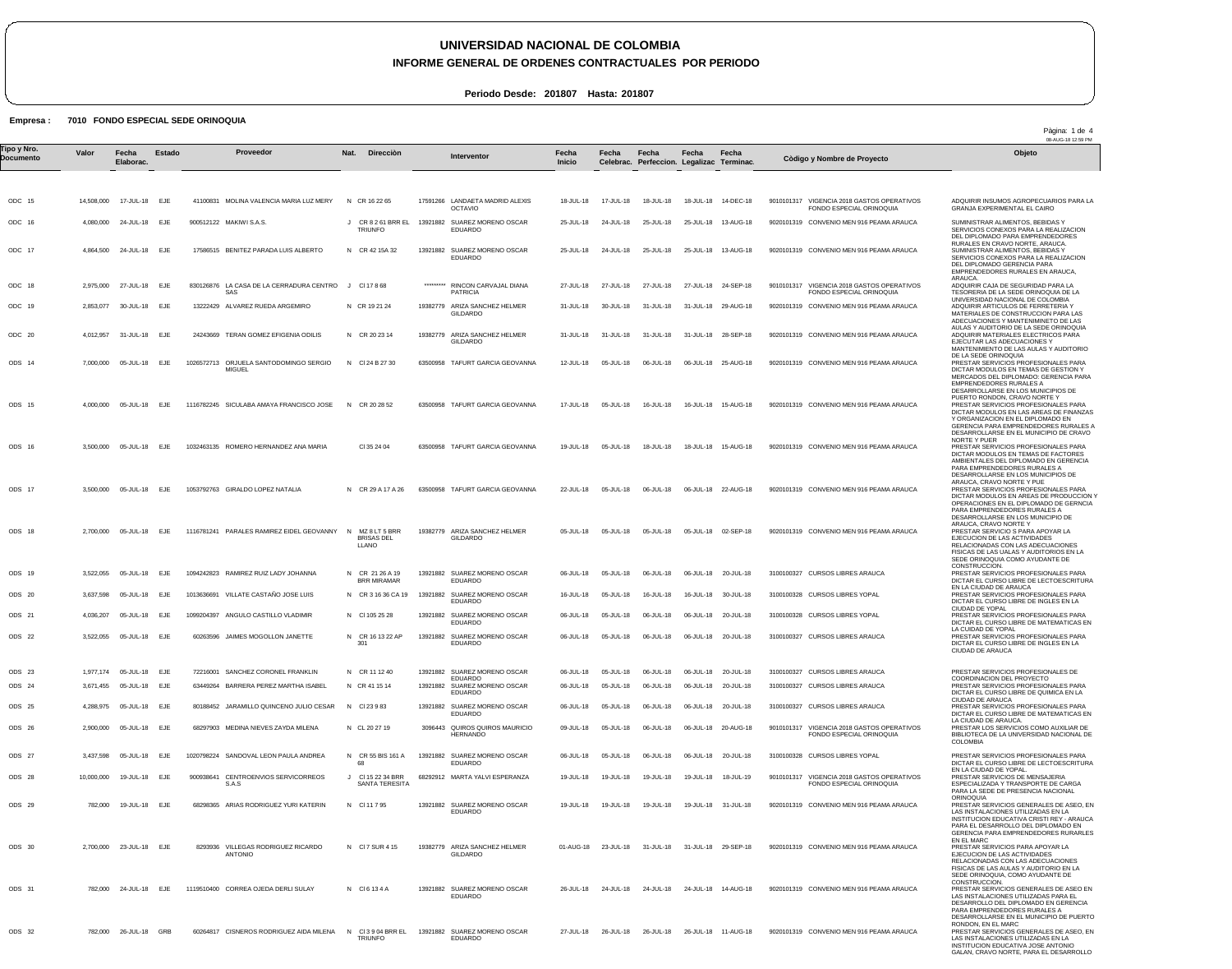# UNIVERSIDAD NACIONAL DE COLOMBIA

## INFORME GENERAL DE ORDENES CONTRACTUALES POR PERIODO

**Periodo Desde: 201807 Hasta: 201807**

**Empresa : 7010 FONDO ESPECIAL SEDE ORINOQUIA**

| Tipo y Nro. Documento | Valor | Fecha Elaborac. | Estado | Proveedor | Nat. | Direcciòn | Interventor | Fecha Inicio | Fecha Celebrac. | Fecha Perfeccion. | Fecha Legalizac | Fecha Terminac. | Còdigo y Nombre de Proyecto | Objeto |
|---|---|---|---|---|---|---|---|---|---|---|---|---|---|---|
| ODC 15 | 14,508,000 | 17-JUL-18 | EJE | 41100831 MOLINA VALENCIA MARIA LUZ MERY | N | CR 16 22 65 | 17591266 LANDAETA MADRID ALEXIS OCTAVIO | 18-JUL-18 | 17-JUL-18 | 18-JUL-18 | 18-JUL-18 | 14-DEC-18 | 9010101317 VIGENCIA 2018 GASTOS OPERATIVOS FONDO ESPECIAL ORINOQUIA | ADQUIRIR INSUMOS AGROPECUARIOS PARA LA GRANJA EXPERIMENTAL EL CAIRO |
| ODC 16 | 4,080,000 | 24-JUL-18 | EJE | 900512122 MAKIWI S.A.S. | J | CR 8 2 61 BRR EL TRIUNFO | 13921882 SUAREZ MORENO OSCAR EDUARDO | 25-JUL-18 | 24-JUL-18 | 25-JUL-18 | 25-JUL-18 | 13-AUG-18 | 9020101319 CONVENIO MEN 916 PEAMA ARAUCA | SUMINISTRAR ALIMENTOS, BEBIDAS Y SERVICIOS CONEXOS PARA LA REALIZACION DEL DIPLOMADO PARA EMPRENDEDORES RURALES EN CRAVO NORTE, ARAUCA. |
| ODC 17 | 4,864,500 | 24-JUL-18 | EJE | 17586515 BENITEZ PARADA LUIS ALBERTO | N | CR 42 15A 32 | 13921882 SUAREZ MORENO OSCAR EDUARDO | 25-JUL-18 | 24-JUL-18 | 25-JUL-18 | 25-JUL-18 | 13-AUG-18 | 9020101319 CONVENIO MEN 916 PEAMA ARAUCA | SUMINISTRAR ALIMENTOS, BEBIDAS Y SERVICIOS CONEXOS PARA LA REALIZACION DEL DIPLOMADO GERENCIA PARA EMPRENDEDORES RURALES EN ARAUCA, ARAUCA. |
| ODC 18 | 2,975,000 | 27-JUL-18 | EJE | 830126876 LA CASA DE LA CERRADURA CENTRO SAS | J | Cl 17 8 68 | ********* RINCON CARVAJAL DIANA PATRICIA | 27-JUL-18 | 27-JUL-18 | 27-JUL-18 | 27-JUL-18 | 24-SEP-18 | 9010101317 VIGENCIA 2018 GASTOS OPERATIVOS FONDO ESPECIAL ORINOQUIA | ADQUIRIR CAJA DE SEGURIDAD PARA LA TESORERIA DE LA SEDE ORINOQUIA DE LA UNIVERSIDAD NACIONAL DE COLOMBIA |
| ODC 19 | 2,853,077 | 30-JUL-18 | EJE | 13224429 ALVAREZ RUEDA ARGEMIRO | N | CR 19 21 24 | 19382779 ARIZA SANCHEZ HELMER GILDARDO | 31-JUL-18 | 30-JUL-18 | 31-JUL-18 | 31-JUL-18 | 29-AUG-18 | 9020101319 CONVENIO MEN 916 PEAMA ARAUCA | ADQUIRIR ARTICULOS DE FERRETERIA Y MATERIALES DE CONSTRUCCION PARA LAS ADECUACIONES Y MANTENIMIETO DE LAS AULAS Y AUDITORIO DE LA SEDE ORINOQUIA |
| ODC 20 | 4,012,957 | 31-JUL-18 | EJE | 24243669 TERAN GOMEZ EFIGENIA ODILIS | N | CR 20 23 14 | 19382779 ARIZA SANCHEZ HELMER GILDARDO | 31-JUL-18 | 31-JUL-18 | 31-JUL-18 | 31-JUL-18 | 28-SEP-18 | 9020101319 CONVENIO MEN 916 PEAMA ARAUCA | ADQUIRIR MATERIALES ELECTRICOS PARA EJECUTAR LAS ADECUACIONES Y MANTENIMIENTO DE LAS AULAS Y AUDITORIO DE LA SEDE ORINOQUIA |
| ODS 14 | 7,000,000 | 05-JUL-18 | EJE | 1026572713 ORJUELA SANTODOMINGO SERGIO MIGUEL | N | Cl 24 B 27 30 | 63500958 TAFURT GARCIA GEOVANNA | 12-JUL-18 | 05-JUL-18 | 06-JUL-18 | 06-JUL-18 | 25-AUG-18 | 9020101319 CONVENIO MEN 916 PEAMA ARAUCA | PRESTAR SERVICIOS PROFESIONALES PARA DICTAR MODULOS EN TEMAS DE GESTION Y MERCADOS DEL DIPLOMADO: GERENCIA PARA EMPRENDEDORES RURALES A DESARROLLARSE EN LOS MUNICIPIOS DE PUERTO RONDON, CRAVO NORTE Y |
| ODS 15 | 4,000,000 | 05-JUL-18 | EJE | 1116782245 SICULABA AMAYA FRANCISCO JOSE | N | CR 20 28 52 | 63500958 TAFURT GARCIA GEOVANNA | 17-JUL-18 | 05-JUL-18 | 16-JUL-18 | 16-JUL-18 | 15-AUG-18 | 9020101319 CONVENIO MEN 916 PEAMA ARAUCA | PRESTAR SERVICIOS PROFESIONALES PARA DICTAR MODULOS EN LAS AREAS DE FINANZAS Y ORGANIZACION EN EL DIPLOMADO EN GERENCIA PARA EMPRENDEDORES RURALES A DESARROLLARSE EN EL MUNICIPIO DE CRAVO NORTE Y PUER |
| ODS 16 | 3,500,000 | 05-JUL-18 | EJE | 1032463135 ROMERO HERNANDEZ ANA MARIA | | Cl 35 24 04 | 63500958 TAFURT GARCIA GEOVANNA | 19-JUL-18 | 05-JUL-18 | 18-JUL-18 | 18-JUL-18 | 15-AUG-18 | 9020101319 CONVENIO MEN 916 PEAMA ARAUCA | PRESTAR SERVICIOS PROFESIONALES PARA DICTAR MODULOS EN TEMAS DE FACTORES AMBIENTALES DEL DIPLOMADO EN GERENCIA PARA EMPRENDEDORES RURALES A DESARROLLARSE EN LOS MUNICIPIOS DE ARAUCA, CRAVO NORTE Y PUE |
| ODS 17 | 3,500,000 | 05-JUL-18 | EJE | 1053792763 GIRALDO LOPEZ NATALIA | N | CR 29 A 17 A 26 | 63500958 TAFURT GARCIA GEOVANNA | 22-JUL-18 | 05-JUL-18 | 06-JUL-18 | 06-JUL-18 | 22-AUG-18 | 9020101319 CONVENIO MEN 916 PEAMA ARAUCA | PRESTAR SERVICIOS PROFESIONALES PARA DICTAR MODULOS EN AREAS DE PRODUCCION Y OPERACIONES EN EL DIPLOMADO DE GERNCIA PARA EMPRENDEDORES RURALES A DESARROLLARSE EN LOS MUNICIPIO DE ARAUCA, CRAVO NORTE Y |
| ODS 18 | 2,700,000 | 05-JUL-18 | EJE | 1116781241 PARALES RAMIREZ EIDEL GEOVANNY | N | MZ 8 LT 5 BRR BRISAS DEL LLANO | 19382779 ARIZA SANCHEZ HELMER GILDARDO | 05-JUL-18 | 05-JUL-18 | 05-JUL-18 | 05-JUL-18 | 02-SEP-18 | 9020101319 CONVENIO MEN 916 PEAMA ARAUCA | PRESTAR SERVICIO S PARA APOYAR LA EJECUCION DE LAS ACTIVIDADES RELACIONADAS CON LAS ADECUACIONES FISICAS DE LAS UALAS Y AUDITORIOS EN LA SEDE ORINOQUIA COMO AYUDANTE DE CONSTRUCCION. |
| ODS 19 | 3,522,055 | 05-JUL-18 | EJE | 1094242823 RAMIREZ RUIZ LADY JOHANNA | N | CR 21 26 A 19 BRR MIRAMAR | 13921882 SUAREZ MORENO OSCAR EDUARDO | 06-JUL-18 | 05-JUL-18 | 06-JUL-18 | 06-JUL-18 | 20-JUL-18 | 3100100327 CURSOS LIBRES ARAUCA | PRESTAR SERVICIOS PROFESIONALES PARA DICTAR EL CURSO LIBRE DE LECTOESCRITURA EN LA CIUDAD DE ARAUCA |
| ODS 20 | 3,637,598 | 05-JUL-18 | EJE | 1013636691 VILLATE CASTAÑO JOSE LUIS | N | CR 3 16 36 CA 19 | 13921882 SUAREZ MORENO OSCAR EDUARDO | 16-JUL-18 | 05-JUL-18 | 16-JUL-18 | 16-JUL-18 | 30-JUL-18 | 3100100328 CURSOS LIBRES YOPAL | PRESTAR SERVICIOS PROFESIONALES PARA DICTAR EL CURSO LIBRE DE INGLES EN LA CIUDAD DE YOPAL |
| ODS 21 | 4,036,207 | 05-JUL-18 | EJE | 1099204397 ANGULO CASTILLO VLADIMIR | N | Cl 105 25 28 | 13921882 SUAREZ MORENO OSCAR EDUARDO | 06-JUL-18 | 05-JUL-18 | 06-JUL-18 | 06-JUL-18 | 20-JUL-18 | 3100100328 CURSOS LIBRES YOPAL | PRESTAR SERVICIOS PROFESIONALES PARA DICTAR EL CURSO LIBRE DE MATEMATICAS EN LA CUIDAD DE YOPAL |
| ODS 22 | 3,522,055 | 05-JUL-18 | EJE | 60263596 JAIMES MOGOLLON JANETTE | N | CR 16 13 22 AP 301 | 13921882 SUAREZ MORENO OSCAR EDUARDO | 06-JUL-18 | 05-JUL-18 | 06-JUL-18 | 06-JUL-18 | 20-JUL-18 | 3100100327 CURSOS LIBRES ARAUCA | PRESTAR SERVICIOS PROFESIONALES PARA DICTAR EL CURSO LIBRE DE INGLES EN LA CIUDAD DE ARAUCA |
| ODS 23 | 1,977,174 | 05-JUL-18 | EJE | 72216001 SANCHEZ CORONEL FRANKLIN | N | CR 11 12 40 | 13921882 SUAREZ MORENO OSCAR EDUARDO | 06-JUL-18 | 05-JUL-18 | 06-JUL-18 | 06-JUL-18 | 20-JUL-18 | 3100100327 CURSOS LIBRES ARAUCA | PRESTAR SERVICIOS PROFESIONALES DE COORDINACION DEL PROYECTO |
| ODS 24 | 3,671,455 | 05-JUL-18 | EJE | 63449264 BARRERA PEREZ MARTHA ISABEL | N | CR 41 15 14 | 13921882 SUAREZ MORENO OSCAR EDUARDO | 06-JUL-18 | 05-JUL-18 | 06-JUL-18 | 06-JUL-18 | 20-JUL-18 | 3100100327 CURSOS LIBRES ARAUCA | PRESTAR SERVICIOS PROFESIONALES PARA DICTAR EL CURSO LIBRE DE QUIMICA EN LA CIUDAD DE ARAUCA |
| ODS 25 | 4,288,975 | 05-JUL-18 | EJE | 80188452 JARAMILLO QUINCENO JULIO CESAR | N | Cl 23 9 83 | 13921882 SUAREZ MORENO OSCAR EDUARDO | 06-JUL-18 | 05-JUL-18 | 06-JUL-18 | 06-JUL-18 | 20-JUL-18 | 3100100327 CURSOS LIBRES ARAUCA | PRESTAR SERVICIOS PROFESIONALES PARA DICTAR EL CURSO LIBRE DE MATEMATICAS EN LA CIUDAD DE ARAUCA. |
| ODS 26 | 2,900,000 | 05-JUL-18 | EJE | 68297903 MEDINA NIEVES ZAYDA MILENA | N | CL 20 27 19 | 3096443 QUIROS QUIROS MAURICIO HERNANDO | 09-JUL-18 | 05-JUL-18 | 06-JUL-18 | 06-JUL-18 | 20-AUG-18 | 9010101317 VIGENCIA 2018 GASTOS OPERATIVOS FONDO ESPECIAL ORINOQUIA | PRESTAR LOS SERVICIOS COMO AUXILIAR DE BIBLIOTECA DE LA UNIVERSIDAD NACIONAL DE COLOMBIA |
| ODS 27 | 3,437,598 | 05-JUL-18 | EJE | 1020798224 SANDOVAL LEON PAULA ANDREA | N | CR 55 BIS 161 A 68 | 13921882 SUAREZ MORENO OSCAR EDUARDO | 06-JUL-18 | 05-JUL-18 | 06-JUL-18 | 06-JUL-18 | 20-JUL-18 | 3100100328 CURSOS LIBRES YOPAL | PRESTAR SERVICIOS PROFESIONALES PARA DICTAR EL CURSO LIBRE DE LECTOESCRITURA EN LA CIUDAD DE YOPAL. |
| ODS 28 | 10,000,000 | 19-JUL-18 | EJE | 900938641 CENTROENVIOS SERVICORREOS S.A.S | J | Cl 15 22 34 BRR SANTA TERESITA | 68292912 MARTA YALVI ESPERANZA | 19-JUL-18 | 19-JUL-18 | 19-JUL-18 | 19-JUL-18 | 18-JUL-19 | 9010101317 VIGENCIA 2018 GASTOS OPERATIVOS FONDO ESPECIAL ORINOQUIA | PRESTAR SERVICIOS DE MENSAJERIA ESPECIALIZADA Y TRANSPORTE DE CARGA PARA LA SEDE DE PRESENCIA NACIONAL ORINOQUIA |
| ODS 29 | 782,000 | 19-JUL-18 | EJE | 68298365 ARIAS RODRIGUEZ YURI KATERIN | N | Cl 11 7 95 | 13921882 SUAREZ MORENO OSCAR EDUARDO | 19-JUL-18 | 19-JUL-18 | 19-JUL-18 | 19-JUL-18 | 31-JUL-18 | 9020101319 CONVENIO MEN 916 PEAMA ARAUCA | PRESTAR SERVICIOS GENERALES DE ASEO, EN LAS INSTALACIONES UTILIZADAS EN LA INSTITUCION EDUCATIVA CRISTI REY - ARAUCA PARA EL DESARROLLO DEL DIPLOMADO EN GERENCIA PARA EMPRENDEDORES RURARLES EN EL MARC |
| ODS 30 | 2,700,000 | 23-JUL-18 | EJE | 8293936 VILLEGAS RODRIGUEZ RICARDO ANTONIO | N | Cl 7 SUR 4 15 | 19382779 ARIZA SANCHEZ HELMER GILDARDO | 01-AUG-18 | 23-JUL-18 | 31-JUL-18 | 31-JUL-18 | 29-SEP-18 | 9020101319 CONVENIO MEN 916 PEAMA ARAUCA | PRESTAR SERVICIOS PARA APOYAR LA EJECUCION DE LAS ACTIVIDADES RELACIONADAS CON LAS ADECUACIONES FISICAS DE LAS AULAS Y AUDITORIO EN LA SEDE ORINOQUIA, COMO AYUDANTE DE CONSTRUCCION. |
| ODS 31 | 782,000 | 24-JUL-18 | EJE | 1119510400 CORREA OJEDA DERLI SULAY | N | Cl 6 13 4 A | 13921882 SUAREZ MORENO OSCAR EDUARDO | 26-JUL-18 | 24-JUL-18 | 24-JUL-18 | 24-JUL-18 | 14-AUG-18 | 9020101319 CONVENIO MEN 916 PEAMA ARAUCA | PRESTAR SERVICIOS GENERALES DE ASEO EN LAS INSTALACIONES UTILIZADAS PARA EL DESARROLLO DEL DIPLOMADO EN GERENCIA PARA EMPRENDEDORES RURALES A DESARROLLARSE EN EL MUNICIPIO DE PUERTO RONDON, EN EL MARC |
| ODS 32 | 782,000 | 26-JUL-18 | GRB | 60264817 CISNEROS RODRIGUEZ AIDA MILENA | N | Cl 3 9 04 BRR EL TRIUNFO | 13921882 SUAREZ MORENO OSCAR EDUARDO | 27-JUL-18 | 26-JUL-18 | 26-JUL-18 | 26-JUL-18 | 11-AUG-18 | 9020101319 CONVENIO MEN 916 PEAMA ARAUCA | PRESTAR SERVICIOS GENERALES DE ASEO, EN LAS INSTALACIONES UTILIZADAS EN LA INSTITUCION EDUCATIVA JOSE ANTONIO GALAN, CRAVO NORTE, PARA EL DESARROLLO |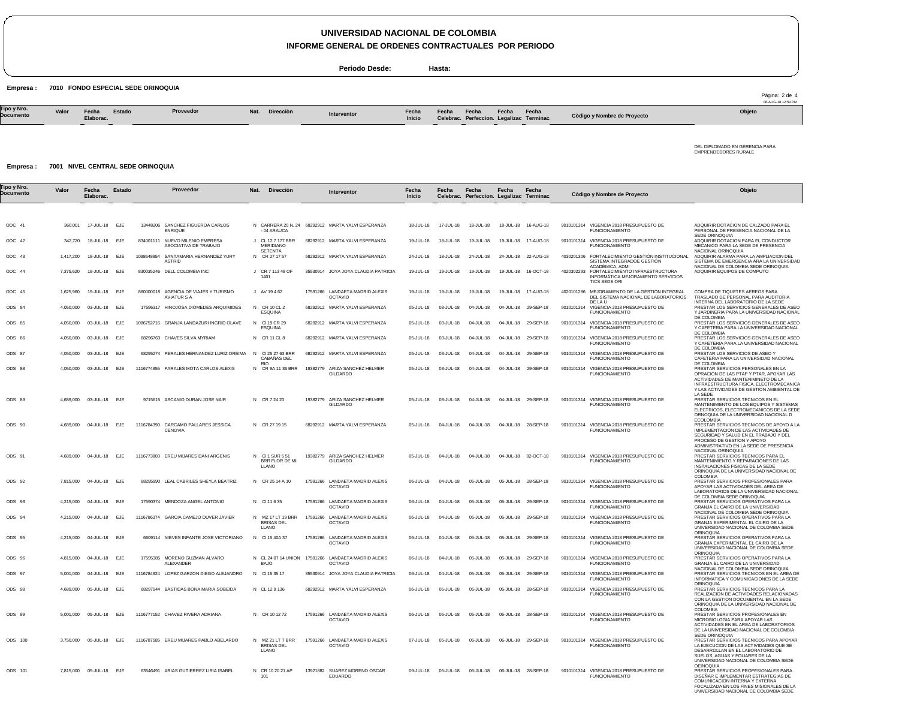# UNIVERSIDAD NACIONAL DE COLOMBIA

## INFORME GENERAL DE ORDENES CONTRACTUALES POR PERIODO

**Periodo Desde:** **Hasta:**

**Empresa : 7010 FONDO ESPECIAL SEDE ORINOQUIA**

| Tipo y Nro. Documento | Valor | Fecha Elaborac. | Estado | Proveedor | Nat. | Direcciòn | Interventor | Fecha Inicio | Fecha Celebrac. | Fecha Perfeccion. | Fecha Legalizac | Fecha Terminac. | Còdigo y Nombre de Proyecto | Objeto |
|---|---|---|---|---|---|---|---|---|---|---|---|---|---|---|
| | | | | | | | | | | | | | | DEL DIPLOMADO EN GERENCIA PARA EMPRENDEDORES RURALE |

**Empresa : 7001 NIVEL CENTRAL SEDE ORINOQUIA**

| Tipo y Nro. Documento | Valor | Fecha Elaborac. | Estado | Proveedor | Nat. | Direcciòn | Interventor | Fecha Inicio | Fecha Celebrac. | Fecha Perfeccion. | Fecha Legalizac | Fecha Terminac. | Còdigo y Nombre de Proyecto | Objeto |
|---|---|---|---|---|---|---|---|---|---|---|---|---|---|---|
| ODC 41 | 360,001 | 17-JUL-18 | EJE | 13448206 SANCHEZ FIGUEROA CARLOS ENRIQUE | N | CARRERA 20 N. 24 - 04 ARAUCA | 68292912 MARTA YALVI ESPERANZA | 18-JUL-18 | 17-JUL-18 | 18-JUL-18 | 18-JUL-18 | 16-AUG-18 | 9010101314 VIGENCIA 2018 PRESUPUESTO DE FUNCIONAMIENTO | ADQUIRIR DOTACION DE CALZADO PARA EL PERSONAL DE PRESENCIA NACIONAL DE LA SEDE ORINOQUIA |
| ODC 42 | 342,720 | 18-JUL-18 | EJE | 834001111 NUEVO MILENIO EMPRESA ASOCIATIVA DE TRABAJO | J | CL 12 7 177 BRR MERIDIANO SETENTA | 68292912 MARTA YALVI ESPERANZA | 19-JUL-18 | 18-JUL-18 | 19-JUL-18 | 19-JUL-18 | 17-AUG-18 | 9010101314 VIGENCIA 2018 PRESUPUESTO DE FUNCIONAMIENTO | ADQUIRIR DOTACION PARA EL CONDUCTOR MECANICO PARA LA SEDE DE PRESENCIA NACIONAL ORINOQUIA |
| ODC 43 | 1,417,200 | 18-JUL-18 | EJE | 1098648854 SANTAMARIA HERNANDEZ YURY ASTRID | N | CR 27 17 57 | 68292912 MARTA YALVI ESPERANZA | 24-JUL-18 | 18-JUL-18 | 24-JUL-18 | 24-JUL-18 | 22-AUG-18 | 4030201306 FORTALECIMIENTO GESTIÓN INSTITUCIONAL SISTEMA INTEGRADOE GESTIÓN ACADÉMICA, ADMI | ADQUIRIR ALARMA PARA LA AMPLIACION DEL SISTEMA DE EMERGENCIA ARA LA UNIVERSIDAD NACIONAL DE COLOMBIA SEDE ORINOQUIA |
| ODC 44 | 7,375,620 | 19-JUL-18 | EJE | 830035246 DELL COLOMBIA INC | J | CR 7 113 48 OF 1401 | 35530914 JOYA JOYA CLAUDIA PATRICIA | 19-JUL-18 | 19-JUL-18 | 19-JUL-18 | 19-JUL-18 | 16-OCT-18 | 4020302293 FORTALECIMIENTO INFRAESTRUCTURA INFORMÁTICA MEJORAMIENTO SERVICIOS TICS SEDE ORI | ADQUIRIR EQUIPOS DE COMPUTO |
| ODC 45 | 1,625,960 | 19-JUL-18 | EJE | 860000018 AGENCIA DE VIAJES Y TURISMO AVIATUR S A | J | AV 19 4 62 | 17591266 LANDAETA MADRID ALEXIS OCTAVIO | 19-JUL-18 | 19-JUL-18 | 19-JUL-18 | 19-JUL-18 | 17-AUG-18 | 4020101286 MEJORAMIENTO DE LA GESTIÓN INTEGRAL DEL SISTEMA NACIONAL DE LABORATORIOS DE LA U | COMPRA DE TIQUETES AEREOS PARA TRASLADO DE PERSONAL PARA AUDITORIA INTERNA DEL LABORATORIO DE LA SEDE |
| ODS 84 | 4,050,000 | 03-JUL-18 | EJE | 17596317 HINOJOSA DIOMEDES ARQUIMIDES | N | CR 10 CL 2 ESQUINA | 68292912 MARTA YALVI ESPERANZA | 05-JUL-18 | 03-JUL-18 | 04-JUL-18 | 04-JUL-18 | 29-SEP-18 | 9010101314 VIGENCIA 2018 PRESUPUESTO DE FUNCIONAMIENTO | PRESTAR LOS SERVICIOS GENERALES DE ASEO Y JARDINERIA PARA LA UNIVERSIDAD NACIONAL DE COLOMBIA |
| ODS 85 | 4,050,000 | 03-JUL-18 | EJE | 1086752716 GRANJA LANDAZURI INGRID OLAVE | N | Cl 19 CR 29 ESQUINA | 68292912 MARTA YALVI ESPERANZA | 05-JUL-18 | 03-JUL-18 | 04-JUL-18 | 04-JUL-18 | 29-SEP-18 | 9010101314 VIGENCIA 2018 PRESUPUESTO DE FUNCIONAMIENTO | PRESTAR LOS SERVICIOS GENERALES DE ASEO Y CAFETERIA PARA LA UNIVERSIDAD NACIONAL DE COLOMBIA |
| ODS 86 | 4,050,000 | 03-JUL-18 | EJE | 68296763 CHAVES SILVA MYRIAM | N | CR 11 CL 8 | 68292912 MARTA YALVI ESPERANZA | 05-JUL-18 | 03-JUL-18 | 04-JUL-18 | 04-JUL-18 | 29-SEP-18 | 9010101314 VIGENCIA 2018 PRESUPUESTO DE FUNCIONAMIENTO | PRESTAR LOS SERVICIOS GENERALES DE ASEO Y CAFETERIA PARA LA UNIVERSIDAD NACIONAL DE COLOMBIA |
| ODS 87 | 4,050,000 | 03-JUL-18 | EJE | 68295274 PERALES HERNANDEZ LURIZ OREIMA | N | Cl 25 27 63 BRR CABAÑAS DEL RIO | 68292912 MARTA YALVI ESPERANZA | 05-JUL-18 | 03-JUL-18 | 04-JUL-18 | 04-JUL-18 | 29-SEP-18 | 9010101314 VIGENCIA 2018 PRESUPUESTO DE FUNCIONAMIENTO | PRESTAR LOS SERVICIOS DE ASEO Y CAFETERIA PARA LA UNIVERSIDAD NACIONAL DE COLOMBIA |
| ODS 88 | 4,050,000 | 03-JUL-18 | EJE | 1116774855 PARALES MOTA CARLOS ALEXIS | N | CR 9A 11 36 BRR | 19382779 ARIZA SANCHEZ HELMER GILDARDO | 05-JUL-18 | 03-JUL-18 | 04-JUL-18 | 04-JUL-18 | 29-SEP-18 | 9010101314 VIGENCIA 2018 PRESUPUESTO DE FUNCIONAMIENTO | PRESTAR SERVICIOS PERSONALES EN LA OPRACION DE LAS PTAP Y PTAR, APOYAR LAS ACTIVIDADES DE MANTENIMINETO DE LA INFRAESTRUCTURA FISICA, ELECTROMECANICA Y LAS ACTIVIDADES DE GESTION AMBIENTAL DE LA SEDE |
| ODS 89 | 4,689,000 | 03-JUL-18 | EJE | 9715615 ASCANIO DURAN JOSE NAIR | N | CR 7 24 20 | 19382779 ARIZA SANCHEZ HELMER GILDARDO | 05-JUL-18 | 03-JUL-18 | 04-JUL-18 | 04-JUL-18 | 29-SEP-18 | 9010101314 VIGENCIA 2018 PRESUPUESTO DE FUNCIONAMIENTO | PRESTAR SERVICIOS TECNICOS EN EL MANTENIMIENTO DE LOS EQUIPOS Y SISTEMAS ELECTRICOS, ELECTROMECANICOS DE LA SEDE ORNOQUIA DE LA UNIVERSIDAD NACIONAL D ECOLOMBIA |
| ODS 90 | 4,689,000 | 04-JUL-18 | EJE | 1116784390 CARCAMO PALLARES JESSICA CENOVIA | N | CR 27 19 15 | 68292912 MARTA YALVI ESPERANZA | 05-JUL-18 | 04-JUL-18 | 04-JUL-18 | 04-JUL-18 | 28-SEP-18 | 9010101314 VIGENCIA 2018 PRESUPUESTO DE FUNCIONAMIENTO | PRESTAR SERVICIOS TECNICOS DE APOYO A LA IMPLEMENTACION DE LAS ACTIVIDADES DE SEGURIDAD Y SALUD EN EL TRABAJO Y DEL PROCESO DE GESTION Y APOYO ADMINISTRATIVO EN LA SEDE DE PRESENCIA NACIONAL ORINOQUIA |
| ODS 91 | 4,689,000 | 04-JUL-18 | EJE | 1116773803 EREU MIJARES DANI ARGENIS | N | Cl 1 SUR 5 51 BRR FLOR DE MI LLANO | 19382779 ARIZA SANCHEZ HELMER GILDARDO | 05-JUL-18 | 04-JUL-18 | 04-JUL-18 | 04-JUL-18 | 02-OCT-18 | 9010101314 VIGENCIA 2018 PRESUPUESTO DE FUNCIONAMIENTO | PRESTAR SERVICIOS TECNICOS PARA EL MANTENIMIENTO Y REPARACIONES DE LAS INSTALACIONES FISICAS DE LA SEDE ORINOQUIA DE LA UNIVERSIDAD NACIONAL DE COLOMBIA |
| ODS 92 | 7,815,000 | 04-JUL-18 | EJE | 68295990 LEAL CABRILES SHEYLA BEATRIZ | N | CR 25 14 A 10 | 17591266 LANDAETA MADRID ALEXIS OCTAVIO | 06-JUL-18 | 04-JUL-18 | 05-JUL-18 | 05-JUL-18 | 28-SEP-18 | 9010101314 VIGENCIA 2018 PRESUPUESTO DE FUNCIONAMIENTO | PRESTAR SERVICIOS PROFESIONALES PARA APOYAR LAS ACTIVIDADES DEL AREA DE LABORATORIOS DE LA UNIVERSIDAD NACIONAL DE COLOMBIA SEDE ORINOQUIA |
| ODS 93 | 4,215,000 | 04-JUL-18 | EJE | 17590374 MENDOZA ANGEL ANTONIO | N | Cl 11 6 35 | 17591266 LANDAETA MADRID ALEXIS OCTAVIO | 06-JUL-18 | 04-JUL-18 | 05-JUL-18 | 05-JUL-18 | 29-SEP-18 | 9010101314 VIGENCIA 2018 PRESUPUESTO DE FUNCIONAMIENTO | PRESTAR SERVICIOS OPERATIVOS PARA LA GRANJA EL CAIRO DE LA UNIVERSIDAD NACIONAL DE COLOMBIA SEDE ORINOQUIA |
| ODS 94 | 4,215,000 | 04-JUL-18 | EJE | 1116786374 GARCIA CAMEJO DUVER JAVIER | N | MZ 17 LT 19 BRR BRISAS DEL LLANO | 17591266 LANDAETA MADRID ALEXIS OCTAVIO | 06-JUL-18 | 04-JUL-18 | 05-JUL-18 | 05-JUL-18 | 29-SEP-18 | 9010101314 VIGENCIA 2018 PRESUPUESTO DE FUNCIONAMIENTO | PRESTAR SERVICIOS OPERATIVOS PARA LA GRANJA EXPERIMENTAL EL CAIRO DE LA UNIVERSIDAD NACIONAL DE COLOMBIA SEDE ORINOQUIA |
| ODS 95 | 4,215,000 | 04-JUL-18 | EJE | 6609114 NIEVES INFANTE JOSE VICTORIANO | N | Cl 15 40A 37 | 17591266 LANDAETA MADRID ALEXIS OCTAVIO | 06-JUL-18 | 04-JUL-18 | 05-JUL-18 | 05-JUL-18 | 29-SEP-18 | 9010101314 VIGENCIA 2018 PRESUPUESTO DE FUNCIONAMIENTO | PRESTAR SERVICIOS OPERATIVOS PARA LA GRANJA EXPERIMENTAL EL CAIRO DE LA UNIVERSIDAD NACIONAL DE COLOMBIA SEDE ORINOQUIA |
| ODS 96 | 4,815,000 | 04-JUL-18 | EJE | 17595385 MORENO GUZMAN ALVARO ALEXANDER | N | CL 24 07 14 UNION BAJO | 17591266 LANDAETA MADRID ALEXIS OCTAVIO | 06-JUL-18 | 04-JUL-18 | 05-JUL-18 | 05-JUL-18 | 29-SEP-18 | 9010101314 VIGENCIA 2018 PRESUPUESTO DE FUNCIONAMIENTO | PRESTAR SERVICIOS OPERATIVOS PARA LA GRANJA EL CAIRO DE LA UNIVERSIDAD NACIONAL DE COLOMBIA SEDE ORINOQUIA |
| ODS 97 | 5,001,000 | 04-JUL-18 | EJE | 1116784924 LOPEZ GARZON DIEGO ALEJANDRO | N | Cl 15 35 17 | 35530914 JOYA JOYA CLAUDIA PATRICIA | 06-JUL-18 | 04-JUL-18 | 05-JUL-18 | 05-JUL-18 | 29-SEP-18 | 9010101314 VIGENCIA 2018 PRESUPUESTO DE FUNCIONAMIENTO | PRESTAR SERVICIOS TECNICOS EN EL AREA DE INFORMATICA Y COMUNICACIONES DE LA SEDE ORINOQUIA |
| ODS 98 | 4,689,000 | 05-JUL-18 | EJE | 68297944 BASTIDAS BONA MARIA SOBEIDA | N | CL 12 9 136 | 68292912 MARTA YALVI ESPERANZA | 06-JUL-18 | 05-JUL-18 | 05-JUL-18 | 05-JUL-18 | 28-SEP-18 | 9010101314 VIGENCIA 2018 PRESUPUESTO DE FUNCIONAMIENTO | PRESTAR SERVICIOS TECNICOS PARA LA REALIZACION DE ACTIVIDADES RELACIONADAS CON LA GESTION DOCUMENTAL EN LA SEDE ORINOQUIA DE LA UNIVERSIDAD NACIONAL DE COLOMBIA |
| ODS 99 | 5,001,000 | 05-JUL-18 | EJE | 1116777152 CHAVEZ RIVERA ADRIANA | N | CR 10 12 72 | 17591266 LANDAETA MADRID ALEXIS OCTAVIO | 06-JUL-18 | 05-JUL-18 | 05-JUL-18 | 05-JUL-18 | 28-SEP-18 | 9010101314 VIGENCIA 2018 PRESUPUESTO DE FUNCIONAMIENTO | PRESTAR SERVICIOS PROFESIONALES EN MICROBIOLOGIA PARA APOYAR LAS ACTIVIDADES EN EL AREA DE LABORATORIOS DE LA UNIVERSIDAD NACIONAL DE COLOMBIA SEDE ORINOQUIA |
| ODS 100 | 3,750,000 | 05-JUL-18 | EJE | 1116787585 EREU MIJARES PABLO ABELARDO | N | MZ 21 LT 7 BRR BRISAS DEL LLANO | 17591266 LANDAETA MADRID ALEXIS OCTAVIO | 07-JUL-18 | 05-JUL-18 | 06-JUL-18 | 06-JUL-18 | 29-SEP-18 | 9010101314 VIGENCIA 2018 PRESUPUESTO DE FUNCIONAMIENTO | PRESTAR SERVICIOS TECNICOS PARA APOYAR LA EJECUCION DE LAS ACTIVIDADES QUE SE DESARROLLAN EN EL LABORATORIO DE SUELOS, AGUAS Y FOLIARES DE LA UNIVERSIDAD NACIONAL DE COLOMBIA SEDE OEINOQUIA |
| ODS 101 | 7,815,000 | 05-JUL-18 | EJE | 63546491 ARIAS GUTIERREZ LIRIA ISABEL | N | CR 10 20 21 AP 101 | 13921882 SUAREZ MORENO OSCAR EDUARDO | 09-JUL-18 | 05-JUL-18 | 06-JUL-18 | 06-JUL-18 | 28-SEP-18 | 9010101314 VIGENCIA 2018 PRESUPUESTO DE FUNCIONAMIENTO | PRESTAR SERVICIOS PROFESIONALES PARA DISEÑAR E IMPLEMENTAR ESTRATEGIAS DE COMUNICACION INTERNA Y EXTERNA FOCALIZADA EN LOS FINES MISIONALES DE LA UNIVERSIDAD NACIONAL CE COLOMBIA SEDE |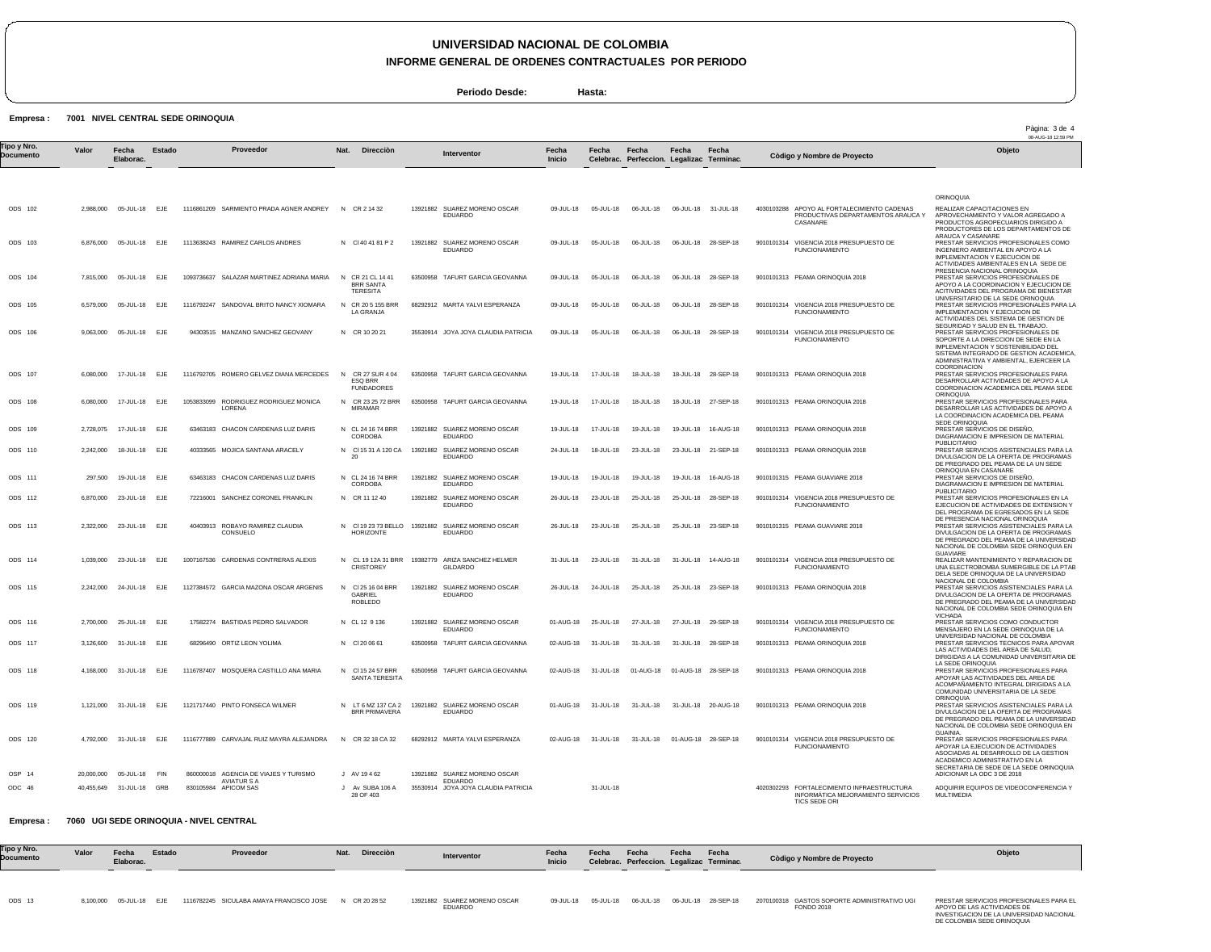# UNIVERSIDAD NACIONAL DE COLOMBIA

## INFORME GENERAL DE ORDENES CONTRACTUALES POR PERIODO

**Periodo Desde:** **Hasta:**

**Empresa : 7001 NIVEL CENTRAL SEDE ORINOQUIA**

| Tipo y Nro. Documento | Valor | Fecha Elaborac. | Estado | Proveedor | Nat. | Direcciòn | Interventor | Fecha Inicio | Fecha Celebrac. | Fecha Perfeccion. | Fecha Legalizac | Fecha Terminac. | Còdigo y Nombre de Proyecto | Objeto |
|---|---|---|---|---|---|---|---|---|---|---|---|---|---|---|
| | | | | | | | | | | | | | | ORINOQUIA |
| ODS 102 | 2,988,000 | 05-JUL-18 | EJE | 1116861209 SARMIENTO PRADA AGNER ANDREY | N | CR 2 14 32 | 13921882 SUAREZ MORENO OSCAR EDUARDO | 09-JUL-18 | 05-JUL-18 | 06-JUL-18 | 06-JUL-18 | 31-JUL-18 | 4030103288 APOYO AL FORTALECIMIENTO CADENAS PRODUCTIVAS DEPARTAMENTOS ARAUCA Y CASANARE | REALIZAR CAPACITACIONES EN APROVECHAMIENTO Y VALOR AGREGADO A PRODUCTOS AGROPECUARIOS DIRIGIDO A PRODUCTORES DE LOS DEPARTAMENTOS DE ARAUCA Y CASANARE |
| ODS 103 | 6,876,000 | 05-JUL-18 | EJE | 1113638243 RAMIREZ CARLOS ANDRES | N | Cl 40 41 81 P 2 | 13921882 SUAREZ MORENO OSCAR EDUARDO | 09-JUL-18 | 05-JUL-18 | 06-JUL-18 | 06-JUL-18 | 28-SEP-18 | 9010101314 VIGENCIA 2018 PRESUPUESTO DE FUNCIONAMIENTO | PRESTAR SERVICIOS PROFESIONALES COMO INGENIERO AMBIENTAL EN APOYO A LA IMPLEMENTACION Y EJECUCION DE ACTIVIDADES AMBIENTALES EN LA SEDE DE PRESENCIA NACIONAL ORINOQUIA |
| ODS 104 | 7,815,000 | 05-JUL-18 | EJE | 1093736637 SALAZAR MARTINEZ ADRIANA MARIA | N | CR 21 CL 14 41 BRR SANTA TERESITA | 63500958 TAFURT GARCIA GEOVANNA | 09-JUL-18 | 05-JUL-18 | 06-JUL-18 | 06-JUL-18 | 28-SEP-18 | 9010101313 PEAMA ORINOQUIA 2018 | PRESTAR SERVICIOS PROFESIONALES DE APOYO A LA COORDINACION Y EJECUCION DE ACTIVIDADES DEL PROGRAMA DE BIENESTAR UNIVERSITARIO DE LA SEDE ORINOQUIA |
| ODS 105 | 6,579,000 | 05-JUL-18 | EJE | 1116792247 SANDOVAL BRITO NANCY XIOMARA | N | CR 20 5 155 BRR LA GRANJA | 68292912 MARTA YALVI ESPERANZA | 09-JUL-18 | 05-JUL-18 | 06-JUL-18 | 06-JUL-18 | 28-SEP-18 | 9010101314 VIGENCIA 2018 PRESUPUESTO DE FUNCIONAMIENTO | PRESTAR SERVICIOS PROFESIONALES PARA LA IMPLEMENTACION Y EJECUCION DE ACTIVIDADES DEL SISTEMA DE GESTION DE SEGURIDAD Y SALUD EN EL TRABAJO. |
| ODS 106 | 9,063,000 | 05-JUL-18 | EJE | 94303515 MANZANO SANCHEZ GEOVANY | N | CR 10 20 21 | 35530914 JOYA JOYA CLAUDIA PATRICIA | 09-JUL-18 | 05-JUL-18 | 06-JUL-18 | 06-JUL-18 | 28-SEP-18 | 9010101314 VIGENCIA 2018 PRESUPUESTO DE FUNCIONAMIENTO | PRESTAR SERVICIOS PROFESIONALES DE SOPORTE A LA DIRECCION DE SEDE EN LA IMPLEMENTACION Y SOSTENIBILIDAD DEL SISTEMA INTEGRADO DE GESTION ACADEMICA, ADMINISTRATIVA Y AMBIENTAL, EJERCEER LA COORDINACION |
| ODS 107 | 6,080,000 | 17-JUL-18 | EJE | 1116792705 ROMERO GELVEZ DIANA MERCEDES | N | CR 27 SUR 4 04 ESQ BRR FUNDADORES | 63500958 TAFURT GARCIA GEOVANNA | 19-JUL-18 | 17-JUL-18 | 18-JUL-18 | 18-JUL-18 | 28-SEP-18 | 9010101313 PEAMA ORINOQUIA 2018 | PRESTAR SERVICIOS PROFESIONALES PARA DESARROLLAR ACTIVIDADES DE APOYO A LA COORDINACION ACADEMICA DEL PEAMA SEDE ORINOQUIA |
| ODS 108 | 6,080,000 | 17-JUL-18 | EJE | 1053833099 RODRIGUEZ RODRIGUEZ MONICA LORENA | N | CR 23 25 72 BRR MIRAMAR | 63500958 TAFURT GARCIA GEOVANNA | 19-JUL-18 | 17-JUL-18 | 18-JUL-18 | 18-JUL-18 | 27-SEP-18 | 9010101313 PEAMA ORINOQUIA 2018 | PRESTAR SERVICIOS PROFESIONALES PARA DESARROLLAR LAS ACTIVIDADES DE APOYO A LA COORDINACION ACADEMICA DEL PEAMA SEDE ORINOQUIA |
| ODS 109 | 2,728,075 | 17-JUL-18 | EJE | 63463183 CHACON CARDENAS LUZ DARIS | N | CL 24 16 74 BRR CORDOBA | 13921882 SUAREZ MORENO OSCAR EDUARDO | 19-JUL-18 | 17-JUL-18 | 19-JUL-18 | 19-JUL-18 | 16-AUG-18 | 9010101313 PEAMA ORINOQUIA 2018 | PRESTAR SERVICIOS DE DISEÑO, DIAGRAMACION E IMPRESION DE MATERIAL PUBLICITARIO |
| ODS 110 | 2,242,000 | 18-JUL-18 | EJE | 40333565 MOJICA SANTANA ARACELY | N | Cl 15 31 A 120 CA 20 | 13921882 SUAREZ MORENO OSCAR EDUARDO | 24-JUL-18 | 18-JUL-18 | 23-JUL-18 | 23-JUL-18 | 21-SEP-18 | 9010101313 PEAMA ORINOQUIA 2018 | PRESTAR SERVICIOS ASISTENCIALES PARA LA DIVULGACION DE LA OFERTA DE PROGRAMAS DE PREGRADO DEL PEAMA DE LA UN SEDE ORINOQUIA EN CASANARE |
| ODS 111 | 297,500 | 19-JUL-18 | EJE | 63463183 CHACON CARDENAS LUZ DARIS | N | CL 24 16 74 BRR CORDOBA | 13921882 SUAREZ MORENO OSCAR EDUARDO | 19-JUL-18 | 19-JUL-18 | 19-JUL-18 | 19-JUL-18 | 16-AUG-18 | 9010101315 PEAMA GUAVIARE 2018 | PRESTAR SERVICIOS DE DISEÑO, DIAGRAMACION E IMPRESION DE MATERIAL PUBLICITARIO |
| ODS 112 | 6,870,000 | 23-JUL-18 | EJE | 72216001 SANCHEZ CORONEL FRANKLIN | N | CR 11 12 40 | 13921882 SUAREZ MORENO OSCAR EDUARDO | 26-JUL-18 | 23-JUL-18 | 25-JUL-18 | 25-JUL-18 | 28-SEP-18 | 9010101314 VIGENCIA 2018 PRESUPUESTO DE FUNCIONAMIENTO | PRESTAR SERVICIOS PROFESIONALES EN LA EJECUCION DE ACTIVIDADES DE EXTENSION Y DEL PROGRAMA DE EGRESADOS EN LA SEDE DE PRESENCIA NACIONAL ORINOQUIA |
| ODS 113 | 2,322,000 | 23-JUL-18 | EJE | 40403913 ROBAYO RAMIREZ CLAUDIA CONSUELO | N | Cl 19 23 73 BELLO HORIZONTE | 13921882 SUAREZ MORENO OSCAR EDUARDO | 26-JUL-18 | 23-JUL-18 | 25-JUL-18 | 25-JUL-18 | 23-SEP-18 | 9010101315 PEAMA GUAVIARE 2018 | PRESTAR SERVICIOS ASISTENCIALES PARA LA DIVULGACION DE LA OFERTA DE PROGRAMAS DE PREGRADO DEL PEAMA DE LA UNIVERSIDAD NACIONAL DE COLOMBIA SEDE ORINOQUIA EN GUAVIARE |
| ODS 114 | 1,039,000 | 23-JUL-18 | EJE | 1007167536 CARDENAS CONTRERAS ALEXIS | N | CL 19 12A 31 BRR CRISTOREY | 19382779 ARIZA SANCHEZ HELMER GILDARDO | 31-JUL-18 | 23-JUL-18 | 31-JUL-18 | 31-JUL-18 | 14-AUG-18 | 9010101314 VIGENCIA 2018 PRESUPUESTO DE FUNCIONAMIENTO | REALIZAR MANTENIMIENTO Y REPARACION DE UNA ELECTROBOMBA SUMERGIBLE DE LA PTAB DELA SEDE ORINOQUIA DE LA UNIVERSIDAD NACIONAL DE COLOMBIA |
| ODS 115 | 2,242,000 | 24-JUL-18 | EJE | 1127384572 GARCIA MAZONA OSCAR ARGENIS | N | Cl 25 16 04 BRR GABRIEL ROBLEDO | 13921882 SUAREZ MORENO OSCAR EDUARDO | 26-JUL-18 | 24-JUL-18 | 25-JUL-18 | 25-JUL-18 | 23-SEP-18 | 9010101313 PEAMA ORINOQUIA 2018 | PRESTAR SERVICIOS ASISTENCIALES PARA LA DIVULGACION DE LA OFERTA DE PROGRAMAS DE PREGRADO DEL PEAMA DE LA UNIVERSIDAD NACIONAL DE COLOMBIA SEDE ORINOQUIA EN VICHADA |
| ODS 116 | 2,700,000 | 25-JUL-18 | EJE | 17582274 BASTIDAS PEDRO SALVADOR | N | CL 12 9 136 | 13921882 SUAREZ MORENO OSCAR EDUARDO | 01-AUG-18 | 25-JUL-18 | 27-JUL-18 | 27-JUL-18 | 29-SEP-18 | 9010101314 VIGENCIA 2018 PRESUPUESTO DE FUNCIONAMIENTO | PRESTAR SERVICIOS COMO CONDUCTOR MENSAJERO EN LA SEDE ORINOQUIA DE LA UNIVERSIDAD NACIONAL DE COLOMBIA |
| ODS 117 | 3,126,600 | 31-JUL-18 | EJE | 68296490 ORTIZ LEON YOLIMA | N | Cl 20 06 61 | 63500958 TAFURT GARCIA GEOVANNA | 02-AUG-18 | 31-JUL-18 | 31-JUL-18 | 31-JUL-18 | 28-SEP-18 | 9010101313 PEAMA ORINOQUIA 2018 | PRESTAR SERVICIOS TECNICOS PARA APOYAR LAS ACTIVIDADES DEL AREA DE SALUD, DIRIGIDAS A LA COMUNIDAD UNIVERSITARIA DE LA SEDE ORINOQUIA |
| ODS 118 | 4,168,000 | 31-JUL-18 | EJE | 1116787407 MOSQUERA CASTILLO ANA MARIA | N | Cl 15 24 57 BRR SANTA TERESITA | 63500958 TAFURT GARCIA GEOVANNA | 02-AUG-18 | 31-JUL-18 | 01-AUG-18 | 01-AUG-18 | 28-SEP-18 | 9010101313 PEAMA ORINOQUIA 2018 | PRESTAR SERVICIOS PROFESIONALES PARA APOYAR LAS ACTIVIDADES DEL AREA DE ACOMPAÑAMIENTO INTEGRAL DIRIGIDAS A LA COMUNIDAD UNIVERSITARIA DE LA SEDE ORINOQUIA |
| ODS 119 | 1,121,000 | 31-JUL-18 | EJE | 1121717440 PINTO FONSECA WILMER | N | LT 6 MZ 137 CA 2 BRR PRIMAVERA | 13921882 SUAREZ MORENO OSCAR EDUARDO | 01-AUG-18 | 31-JUL-18 | 31-JUL-18 | 31-JUL-18 | 20-AUG-18 | 9010101313 PEAMA ORINOQUIA 2018 | PRESTAR SERVICIOS ASISTENCIALES PARA LA DIVULGACION DE LA OFERTA DE PROGRAMAS DE PREGRADO DEL PEAMA DE LA UNIVERSIDAD NACIONAL DE COLOMBIA SEDE ORINOQUIA EN GUAINIA. |
| ODS 120 | 4,792,000 | 31-JUL-18 | EJE | 1116777889 CARVAJAL RUIZ MAYRA ALEJANDRA | N | CR 32 18 CA 32 | 68292912 MARTA YALVI ESPERANZA | 02-AUG-18 | 31-JUL-18 | 31-JUL-18 | 01-AUG-18 | 28-SEP-18 | 9010101314 VIGENCIA 2018 PRESUPUESTO DE FUNCIONAMIENTO | PRESTAR SERVICIOS PROFESIONALES PARA APOYAR LA EJECUCION DE ACTIVIDADES ASOCIADAS AL DESARROLLO DE LA GESTION ACADEMICO ADMINISTRATIVO EN LA SECRETARIA DE SEDE DE LA SEDE ORINOQUIA |
| OSP 14 | 20,000,000 | 05-JUL-18 | FIN | 860000018 AGENCIA DE VIAJES Y TURISMO AVIATUR S A | J | AV 19 4 62 | 13921882 SUAREZ MORENO OSCAR EDUARDO | | | | | | | ADICIONAR LA ODC 3 DE 2018 |
| ODC 46 | 40,455,649 | 31-JUL-18 | GRB | 830105984 APICOM SAS | J | Av SUBA 106 A 28 OF 403 | 35530914 JOYA JOYA CLAUDIA PATRICIA | | 31-JUL-18 | | | | 4020302293 FORTALECIMIENTO INFRAESTRUCTURA INFORMÁTICA MEJORAMIENTO SERVICIOS TICS SEDE ORI | ADQUIRIR EQUIPOS DE VIDEOCONFERENCIA Y MULTIMEDIA |

**Empresa : 7060 UGI SEDE ORINOQUIA - NIVEL CENTRAL**

| Tipo y Nro. Documento | Valor | Fecha Elaborac. | Estado | Proveedor | Nat. | Direcciòn | Interventor | Fecha Inicio | Fecha Celebrac. | Fecha Perfeccion. | Fecha Legalizac | Fecha Terminac. | Còdigo y Nombre de Proyecto | Objeto |
|---|---|---|---|---|---|---|---|---|---|---|---|---|---|---|
| ODS 13 | 8,100,000 | 05-JUL-18 | EJE | 1116782245 SICULABA AMAYA FRANCISCO JOSE | N | CR 20 28 52 | 13921882 SUAREZ MORENO OSCAR EDUARDO | 09-JUL-18 | 05-JUL-18 | 06-JUL-18 | 06-JUL-18 | 28-SEP-18 | 2070100318 GASTOS SOPORTE ADMINISTRATIVO UGI FONDO 2018 | PRESTAR SERVICIOS PROFESIONALES PARA EL APOYO DE LAS ACTIVIDADES DE INVESTIGACION DE LA UNIVERSIDAD NACIONAL DE COLOMBIA SEDE ORINOQUIA |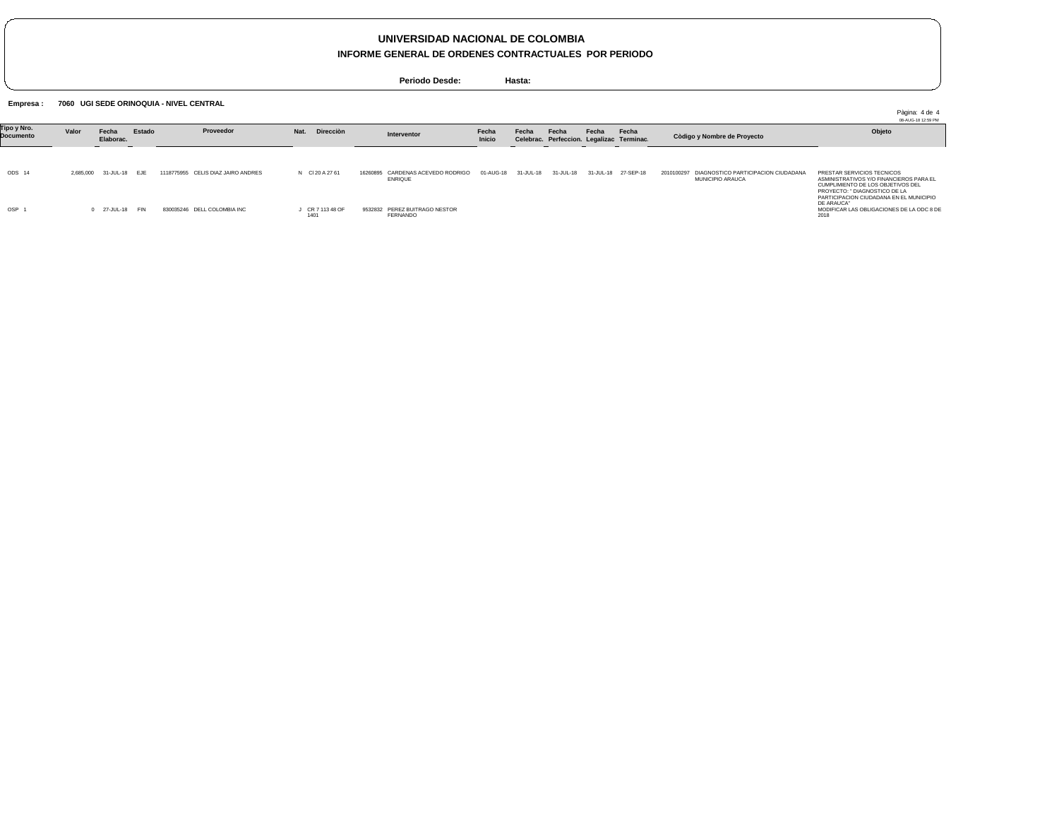# UNIVERSIDAD NACIONAL DE COLOMBIA

## INFORME GENERAL DE ORDENES CONTRACTUALES POR PERIODO

**Periodo Desde:** **Hasta:**

**Empresa :** **7060 UGI SEDE ORINOQUIA - NIVEL CENTRAL**

| Tipo y Nro. Documento | Valor | Fecha Elaborac. | Estado | Proveedor | Nat. | Direcciòn | Interventor | Fecha Inicio | Fecha Celebrac. | Fecha Perfeccion. | Fecha Legalizac | Fecha Terminac. | Còdigo y Nombre de Proyecto | Objeto |
|---|---|---|---|---|---|---|---|---|---|---|---|---|---|---|
| ODS 14 | 2,685,000 | 31-JUL-18 | EJE | 1118775955 CELIS DIAZ JAIRO ANDRES | N | Cl 20 A 27 61 | 16260895 CARDENAS ACEVEDO RODRIGO ENRIQUE | 01-AUG-18 | 31-JUL-18 | 31-JUL-18 | 31-JUL-18 | 27-SEP-18 | 2010100297 DIAGNOSTICO PARTICIPACION CIUDADANA MUNICIPIO ARAUCA | PRESTAR SERVICIOS TECNICOS ASMINISTRATIVOS Y/O FINANCIEROS PARA EL CUMPLIMIENTO DE LOS OBJETIVOS DEL PROYECTO: " DIAGNOSTICO DE LA PARTICIPACION CIUDADANA EN EL MUNICIPIO DE ARAUCA" |
| OSP 1 | 0 | 27-JUL-18 | FIN | 830035246 DELL COLOMBIA INC | J | CR 7 113 48 OF 1401 | 9532832 PEREZ BUITRAGO NESTOR FERNANDO | | | | | | | MODIFICAR LAS OBLIGACIONES DE LA ODC 8 DE 2018 |